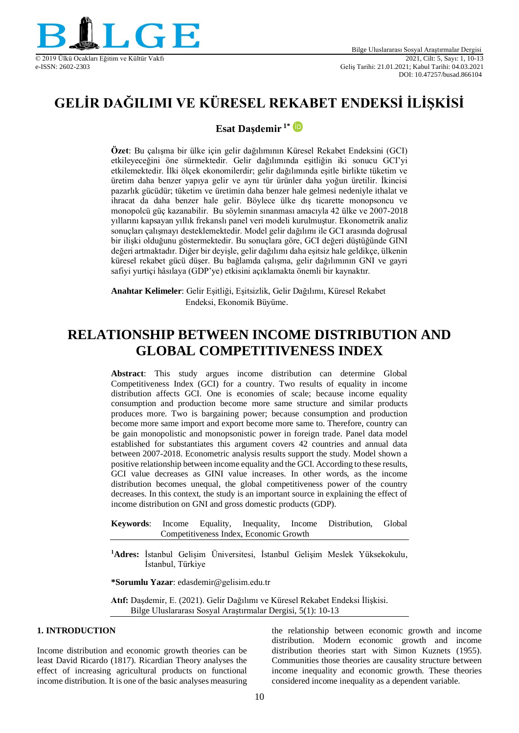# GELİR DAĞILIMI VE KÜRESEL REKABET ENDEKSİ İLİŞKİSİ

**Esat Daşdemir**[1*]

**Özet**: Bu çalışma bir ülke için gelir dağılımının Küresel Rekabet Endeksini (GCI) etkileyeceğini öne sürmektedir. Gelir dağılımında eşitliğin iki sonucu GCI'yi etkilemektedir. İlki ölçek ekonomilerdir; gelir dağılımında eşitle birlikte tüketim ve üretim daha benzer yapıya gelir ve aynı tür ürünler daha yoğun üretilir. İkincisi pazarlık gücüdür; tüketim ve üretimin daha benzer hale gelmesi nedeniyle ithalat ve ihracat da daha benzer hale gelir. Böylece ülke dış ticarette monopsoncu ve monopolcü güç kazanabilir. Bu söylemin sınanması amacıyla 42 ülke ve 2007-2018 yıllarını kapsayan yıllık frekanslı panel veri modeli kurulmuştur. Ekonometrik analiz sonuçları çalışmayı desteklemektedir. Model gelir dağılımı ile GCI arasında doğrusal bir ilişki olduğunu göstermektedir. Bu sonuçlara göre, GCI değeri düştüğünde GINI değeri artmaktadır. Diğer bir deyişle, gelir dağılımı daha eşitsiz hale geldikçe, ülkenin küresel rekabet gücü düşer. Bu bağlamda çalışma, gelir dağılımının GNI ve gayri safiyi yurtiçi hâsılaya (GDP'ye) etkisini açıklamakta önemli bir kaynaktır.

**Anahtar Kelimeler**: Gelir Eşitliği, Eşitsizlik, Gelir Dağılımı, Küresel Rekabet Endeksi, Ekonomik Büyüme.

# RELATIONSHIP BETWEEN INCOME DISTRIBUTION AND GLOBAL COMPETITIVENESS INDEX

**Abstract**: This study argues income distribution can determine Global Competitiveness Index (GCI) for a country. Two results of equality in income distribution affects GCI. One is economies of scale; because income equality consumption and production become more same structure and similar products produces more. Two is bargaining power; because consumption and production become more same import and export become more same to. Therefore, country can be gain monopolistic and monopsonistic power in foreign trade. Panel data model established for substantiates this argument covers 42 countries and annual data between 2007-2018. Econometric analysis results support the study. Model shown a positive relationship between income equality and the GCI. According to these results, GCI value decreases as GINI value increases. In other words, as the income distribution becomes unequal, the global competitiveness power of the country decreases. In this context, the study is an important source in explaining the effect of income distribution on GNI and gross domestic products (GDP).

**Keywords**: Income Equality, Inequality, Income Distribution, Global Competitiveness Index, Economic Growth

[1]**Adres:** İstanbul Gelişim Üniversitesi, İstanbul Gelişim Meslek Yüksekokulu, İstanbul, Türkiye

***Sorumlu Yazar**: edasdemir@gelisim.edu.tr

**Atıf:** Daşdemir, E. (2021). Gelir Dağılımı ve Küresel Rekabet Endeksi İlişkisi. Bilge Uluslararası Sosyal Araştırmalar Dergisi, 5(1): 10-13

## 1. INTRODUCTION

Income distribution and economic growth theories can be least David Ricardo (1817). Ricardian Theory analyses the effect of increasing agricultural products on functional income distribution. It is one of the basic analyses measuring the relationship between economic growth and income distribution. Modern economic growth and income distribution theories start with Simon Kuznets (1955). Communities those theories are causality structure between income inequality and economic growth. These theories considered income inequality as a dependent variable.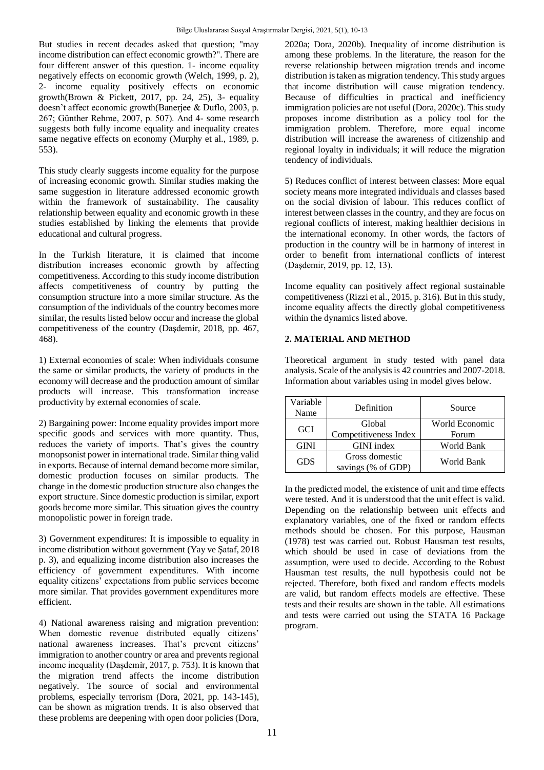But studies in recent decades asked that question; "may income distribution can effect economic growth?". There are four different answer of this question. 1- income equality negatively effects on economic growth (Welch, 1999, p. 2), 2- income equality positively effects on economic growth(Brown & Pickett, 2017, pp. 24, 25), 3- equality doesn't affect economic growth(Banerjee & Duflo, 2003, p. 267; Günther Rehme, 2007, p. 507). And 4- some research suggests both fully income equality and inequality creates same negative effects on economy (Murphy et al., 1989, p. 553).

This study clearly suggests income equality for the purpose of increasing economic growth. Similar studies making the same suggestion in literature addressed economic growth within the framework of sustainability. The causality relationship between equality and economic growth in these studies established by linking the elements that provide educational and cultural progress.

In the Turkish literature, it is claimed that income distribution increases economic growth by affecting competitiveness. According to this study income distribution affects competitiveness of country by putting the consumption structure into a more similar structure. As the consumption of the individuals of the country becomes more similar, the results listed below occur and increase the global competitiveness of the country (Daşdemir, 2018, pp. 467, 468).

1) External economies of scale: When individuals consume the same or similar products, the variety of products in the economy will decrease and the production amount of similar products will increase. This transformation increase productivity by external economies of scale.

2) Bargaining power: Income equality provides import more specific goods and services with more quantity. Thus, reduces the variety of imports. That's gives the country monopsonist power in international trade. Similar thing valid in exports. Because of internal demand become more similar, domestic production focuses on similar products. The change in the domestic production structure also changes the export structure. Since domestic production is similar, export goods become more similar. This situation gives the country monopolistic power in foreign trade.

3) Government expenditures: It is impossible to equality in income distribution without government (Yay ve Şataf, 2018 p. 3), and equalizing income distribution also increases the efficiency of government expenditures. With income equality citizens' expectations from public services become more similar. That provides government expenditures more efficient.

4) National awareness raising and migration prevention: When domestic revenue distributed equally citizens' national awareness increases. That's prevent citizens' immigration to another country or area and prevents regional income inequality (Daşdemir, 2017, p. 753). It is known that the migration trend affects the income distribution negatively. The source of social and environmental problems, especially terrorism (Dora, 2021, pp. 143-145), can be shown as migration trends. It is also observed that these problems are deepening with open door policies (Dora, 2020a; Dora, 2020b). Inequality of income distribution is among these problems. In the literature, the reason for the reverse relationship between migration trends and income distribution is taken as migration tendency. This study argues that income distribution will cause migration tendency. Because of difficulties in practical and inefficiency immigration policies are not useful (Dora, 2020c). This study proposes income distribution as a policy tool for the immigration problem. Therefore, more equal income distribution will increase the awareness of citizenship and regional loyalty in individuals; it will reduce the migration tendency of individuals.

5) Reduces conflict of interest between classes: More equal society means more integrated individuals and classes based on the social division of labour. This reduces conflict of interest between classes in the country, and they are focus on regional conflicts of interest, making healthier decisions in the international economy. In other words, the factors of production in the country will be in harmony of interest in order to benefit from international conflicts of interest (Daşdemir, 2019, pp. 12, 13).

Income equality can positively affect regional sustainable competitiveness (Rizzi et al., 2015, p. 316). But in this study, income equality affects the directly global competitiveness within the dynamics listed above.

## 2. MATERIAL AND METHOD

Theoretical argument in study tested with panel data analysis. Scale of the analysis is 42 countries and 2007-2018. Information about variables using in model gives below.

| Variable Name | Definition | Source |
|---|---|---|
| GCI | Global Competitiveness Index | World Economic Forum |
| GINI | GINI index | World Bank |
| GDS | Gross domestic savings (% of GDP) | World Bank |

In the predicted model, the existence of unit and time effects were tested. And it is understood that the unit effect is valid. Depending on the relationship between unit effects and explanatory variables, one of the fixed or random effects methods should be chosen. For this purpose, Hausman (1978) test was carried out. Robust Hausman test results, which should be used in case of deviations from the assumption, were used to decide. According to the Robust Hausman test results, the null hypothesis could not be rejected. Therefore, both fixed and random effects models are valid, but random effects models are effective. These tests and their results are shown in the table. All estimations and tests were carried out using the STATA 16 Package program.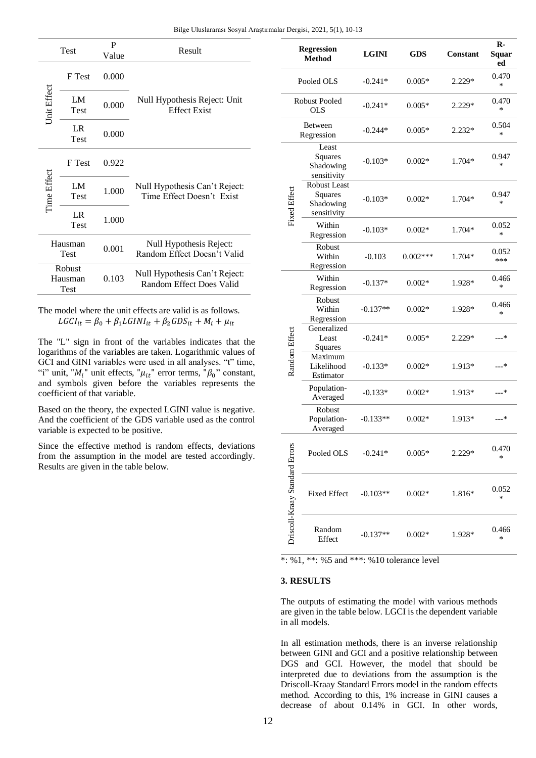| Test | | P Value | Result |
|---|---|---|---|
| Unit Effect | F Test | 0.000 | Null Hypothesis Reject: Unit Effect Exist |
| | LM Test | 0.000 | |
| | LR Test | 0.000 | |
| Time Effect | F Test | 0.922 | Null Hypothesis Can't Reject: Time Effect Doesn't Exist |
| | LM Test | 1.000 | |
| | LR Test | 1.000 | |
| Hausman Test | | 0.001 | Null Hypothesis Reject: Random Effect Doesn't Valid |
| Robust Hausman Test | | 0.103 | Null Hypothesis Can't Reject: Random Effect Does Valid |

The model where the unit effects are valid is as follows.

$$LGCI_{it} = \beta_0 + \beta_1 LGINI_{it} + \beta_2 GDS_{it} + M_i + \mu_{it}$$

The "L" sign in front of the variables indicates that the logarithms of the variables are taken. Logarithmic values of GCI and GINI variables were used in all analyses. "t" time, "i" unit, "$M_i$" unit effects, "$\mu_{it}$" error terms, "$\beta_0$" constant, and symbols given before the variables represents the coefficient of that variable.

Based on the theory, the expected LGINI value is negative. And the coefficient of the GDS variable used as the control variable is expected to be positive.

Since the effective method is random effects, deviations from the assumption in the model are tested accordingly. Results are given in the table below.

| Regression Method | | LGINI | GDS | Constant | R-Squared |
|---|---|---|---|---|---|
| Pooled OLS | | -0.241* | 0.005* | 2.229* | 0.470 * |
| Robust Pooled OLS | | -0.241* | 0.005* | 2.229* | 0.470 * |
| Between Regression | | -0.244* | 0.005* | 2.232* | 0.504 * |
| Fixed Effect | Least Squares Shadowing sensitivity | -0.103* | 0.002* | 1.704* | 0.947 * |
| | Robust Least Squares Shadowing sensitivity | -0.103* | 0.002* | 1.704* | 0.947 * |
| | Within Regression | -0.103* | 0.002* | 1.704* | 0.052 * |
| | Robust Within Regression | -0.103 | 0.002*** | 1.704* | 0.052 *** |
| Random Effect | Within Regression | -0.137* | 0.002* | 1.928* | 0.466 * |
| | Robust Within Regression | -0.137** | 0.002* | 1.928* | 0.466 * |
| | Generalized Least Squares | -0.241* | 0.005* | 2.229* | ---* |
| | Maximum Likelihood Estimator | -0.133* | 0.002* | 1.913* | ---* |
| | Population-Averaged | -0.133* | 0.002* | 1.913* | ---* |
| | Robust Population-Averaged | -0.133** | 0.002* | 1.913* | ---* |
| Driscoll-Kraay Standard Errors | Pooled OLS | -0.241* | 0.005* | 2.229* | 0.470 * |
| | Fixed Effect | -0.103** | 0.002* | 1.816* | 0.052 * |
| | Random Effect | -0.137** | 0.002* | 1.928* | 0.466 * |

*: %1, **: %5 and ***: %10 tolerance level

## 3. RESULTS

The outputs of estimating the model with various methods are given in the table below. LGCI is the dependent variable in all models.

In all estimation methods, there is an inverse relationship between GINI and GCI and a positive relationship between DGS and GCI. However, the model that should be interpreted due to deviations from the assumption is the Driscoll-Kraay Standard Errors model in the random effects method. According to this, 1% increase in GINI causes a decrease of about 0.14% in GCI. In other words,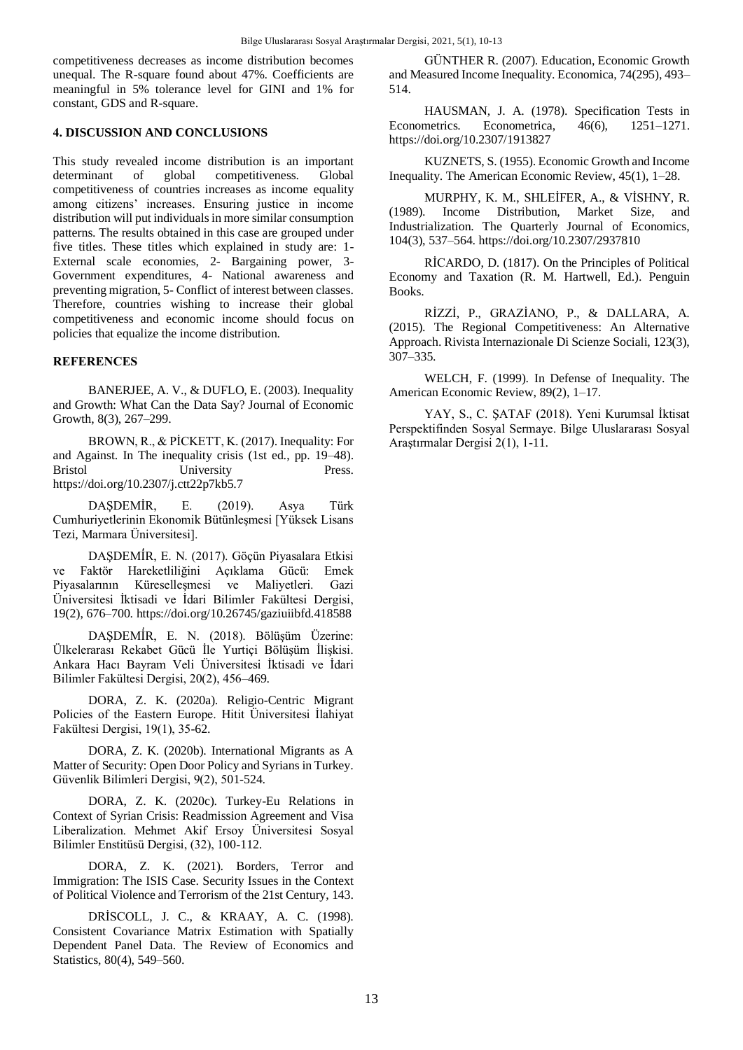competitiveness decreases as income distribution becomes unequal. The R-square found about 47%. Coefficients are meaningful in 5% tolerance level for GINI and 1% for constant, GDS and R-square.

## 4. DISCUSSION AND CONCLUSIONS

This study revealed income distribution is an important determinant of global competitiveness. Global competitiveness of countries increases as income equality among citizens' increases. Ensuring justice in income distribution will put individuals in more similar consumption patterns. The results obtained in this case are grouped under five titles. These titles which explained in study are: 1- External scale economies, 2- Bargaining power, 3- Government expenditures, 4- National awareness and preventing migration, 5- Conflict of interest between classes. Therefore, countries wishing to increase their global competitiveness and economic income should focus on policies that equalize the income distribution.

## REFERENCES

BANERJEE, A. V., & DUFLO, E. (2003). Inequality and Growth: What Can the Data Say? Journal of Economic Growth, 8(3), 267–299.

BROWN, R., & PİCKETT, K. (2017). Inequality: For and Against. In The inequality crisis (1st ed., pp. 19–48). Bristol University Press. https://doi.org/10.2307/j.ctt22p7kb5.7

DAŞDEMİR, E. (2019). Asya Türk Cumhuriyetlerinin Ekonomik Bütünleşmesi [Yüksek Lisans Tezi, Marmara Üniversitesi].

DAŞDEMİR, E. N. (2017). Göçün Piyasalara Etkisi ve Faktör Hareketliliğini Açıklama Gücü: Emek Piyasalarının Küreselleşmesi ve Maliyetleri. Gazi Üniversitesi İktisadi ve İdari Bilimler Fakültesi Dergisi, 19(2), 676–700. https://doi.org/10.26745/gaziuiibfd.418588

DAŞDEMİR, E. N. (2018). Bölüşüm Üzerine: Ülkelerarası Rekabet Gücü İle Yurtiçi Bölüşüm İlişkisi. Ankara Hacı Bayram Veli Üniversitesi İktisadi ve İdari Bilimler Fakültesi Dergisi, 20(2), 456–469.

DORA, Z. K. (2020a). Religio-Centric Migrant Policies of the Eastern Europe. Hitit Üniversitesi İlahiyat Fakültesi Dergisi, 19(1), 35-62.

DORA, Z. K. (2020b). International Migrants as A Matter of Security: Open Door Policy and Syrians in Turkey. Güvenlik Bilimleri Dergisi, 9(2), 501-524.

DORA, Z. K. (2020c). Turkey-Eu Relations in Context of Syrian Crisis: Readmission Agreement and Visa Liberalization. Mehmet Akif Ersoy Üniversitesi Sosyal Bilimler Enstitüsü Dergisi, (32), 100-112.

DORA, Z. K. (2021). Borders, Terror and Immigration: The ISIS Case. Security Issues in the Context of Political Violence and Terrorism of the 21st Century, 143.

DRİSCOLL, J. C., & KRAAY, A. C. (1998). Consistent Covariance Matrix Estimation with Spatially Dependent Panel Data. The Review of Economics and Statistics, 80(4), 549–560.

GÜNTHER R. (2007). Education, Economic Growth and Measured Income Inequality. Economica, 74(295), 493–514.

HAUSMAN, J. A. (1978). Specification Tests in Econometrics. Econometrica, 46(6), 1251–1271. https://doi.org/10.2307/1913827

KUZNETS, S. (1955). Economic Growth and Income Inequality. The American Economic Review, 45(1), 1–28.

MURPHY, K. M., SHLEİFER, A., & VİSHNY, R. (1989). Income Distribution, Market Size, and Industrialization. The Quarterly Journal of Economics, 104(3), 537–564. https://doi.org/10.2307/2937810

RİCARDO, D. (1817). On the Principles of Political Economy and Taxation (R. M. Hartwell, Ed.). Penguin Books.

RİZZİ, P., GRAZİANO, P., & DALLARA, A. (2015). The Regional Competitiveness: An Alternative Approach. Rivista Internazionale Di Scienze Sociali, 123(3), 307–335.

WELCH, F. (1999). In Defense of Inequality. The American Economic Review, 89(2), 1–17.

YAY, S., C. ŞATAF (2018). Yeni Kurumsal İktisat Perspektifinden Sosyal Sermaye. Bilge Uluslararası Sosyal Araştırmalar Dergisi 2(1), 1-11.